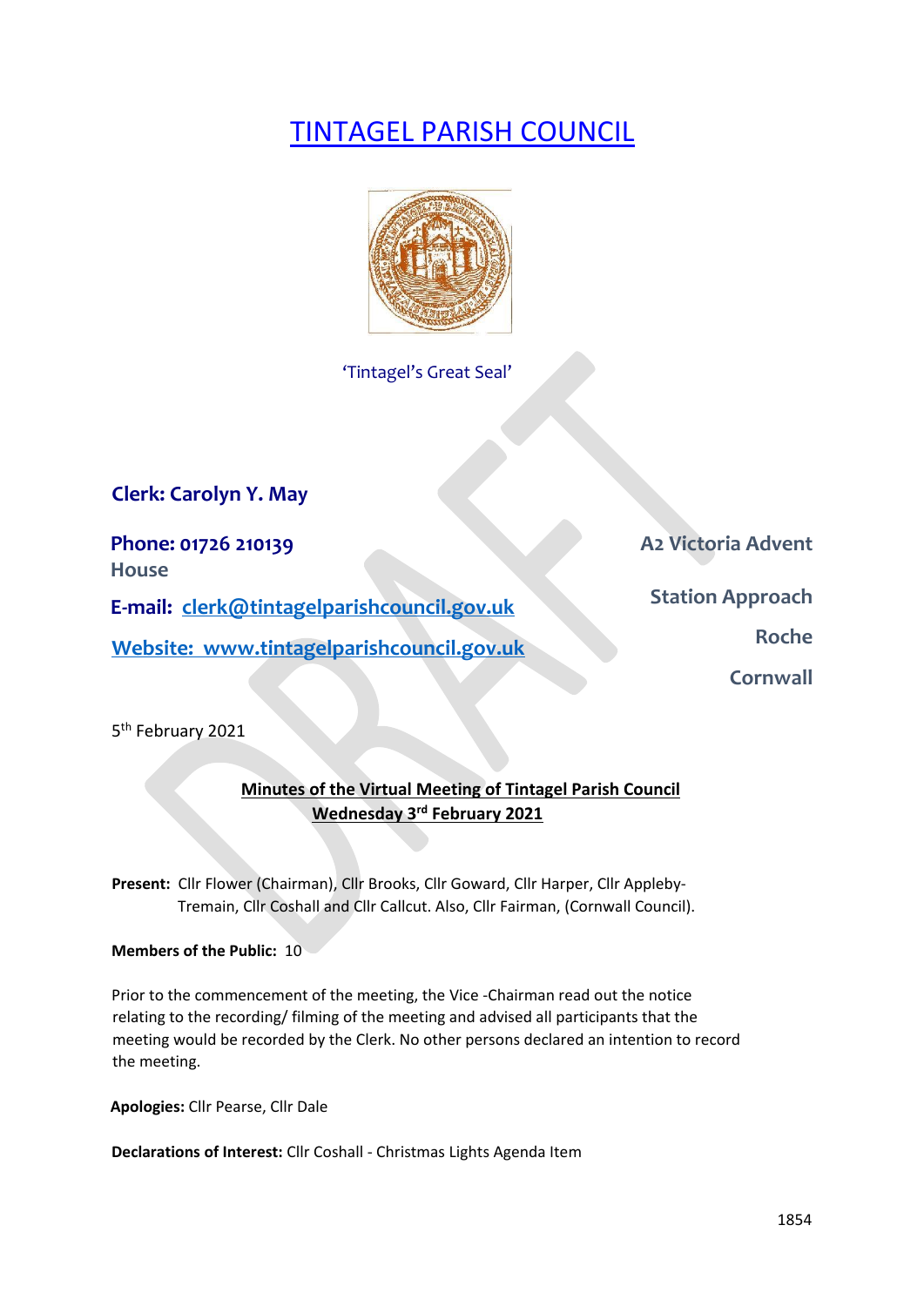# TINTAGEL PARISH COUNCIL

'Tintagel's Great Seal'

**Clerk: Carolyn Y. May**

**Phone: 01726 210139**

**E-mail: clerk@tintagelparishcouncil.gov.uk**

**Website: www.tintagelparishcouncil.gov.uk**

**A2 Victoria Advent House**
**Station Approach**
**Roche**
**Cornwall**

5[th] February 2021

## Minutes of the Virtual Meeting of Tintagel Parish Council
## Wednesday 3[rd] February 2021

**Present:** Cllr Flower (Chairman), Cllr Brooks, Cllr Goward, Cllr Harper, Cllr Appleby-Tremain, Cllr Coshall and Cllr Callcut. Also, Cllr Fairman, (Cornwall Council).

**Members of the Public:** 10

Prior to the commencement of the meeting, the Vice -Chairman read out the notice relating to the recording/ filming of the meeting and advised all participants that the meeting would be recorded by the Clerk. No other persons declared an intention to record the meeting.

**Apologies:** Cllr Pearse, Cllr Dale

**Declarations of Interest:** Cllr Coshall - Christmas Lights Agenda Item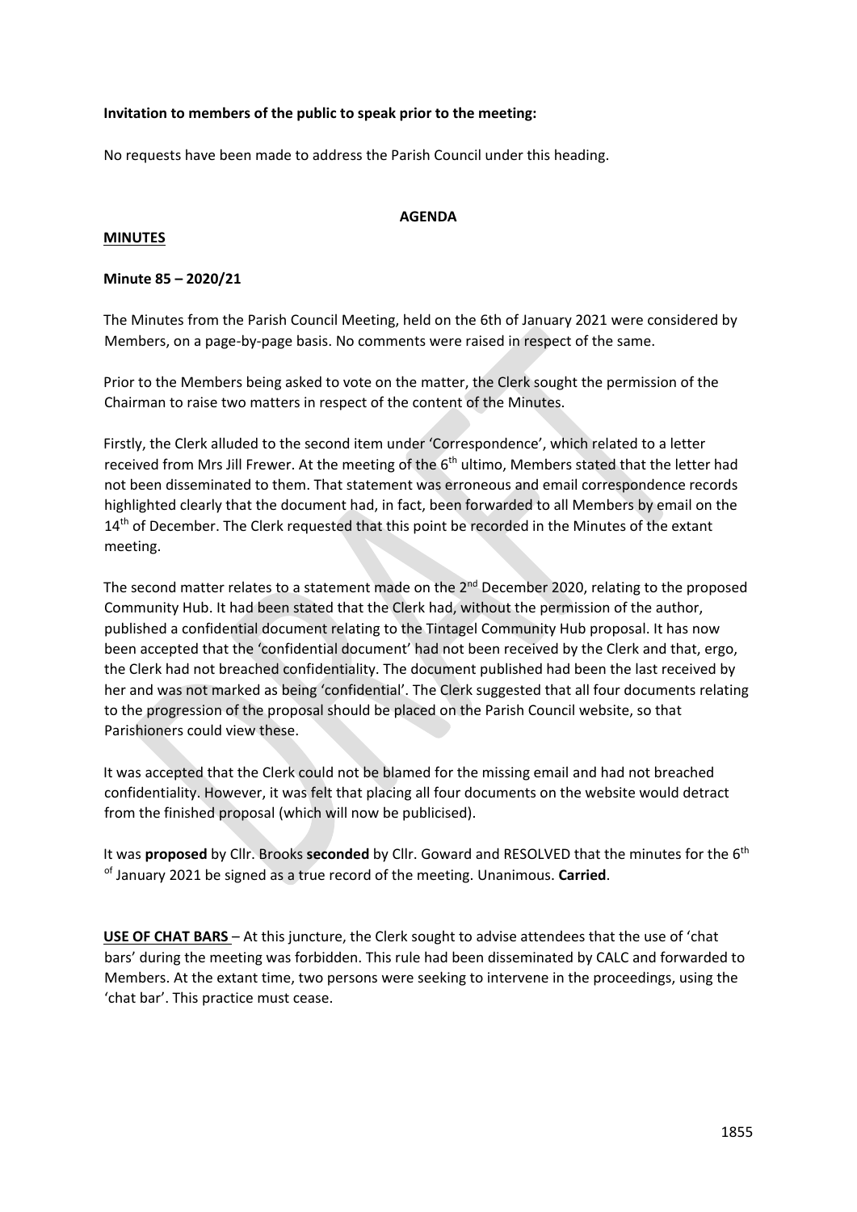**Invitation to members of the public to speak prior to the meeting:**

No requests have been made to address the Parish Council under this heading.

**AGENDA**

**MINUTES**

**Minute 85 – 2020/21**

The Minutes from the Parish Council Meeting, held on the 6th of January 2021 were considered by Members, on a page-by-page basis. No comments were raised in respect of the same.

Prior to the Members being asked to vote on the matter, the Clerk sought the permission of the Chairman to raise two matters in respect of the content of the Minutes.

Firstly, the Clerk alluded to the second item under 'Correspondence', which related to a letter received from Mrs Jill Frewer. At the meeting of the 6th ultimo, Members stated that the letter had not been disseminated to them. That statement was erroneous and email correspondence records highlighted clearly that the document had, in fact, been forwarded to all Members by email on the 14th of December. The Clerk requested that this point be recorded in the Minutes of the extant meeting.

The second matter relates to a statement made on the 2nd December 2020, relating to the proposed Community Hub. It had been stated that the Clerk had, without the permission of the author, published a confidential document relating to the Tintagel Community Hub proposal. It has now been accepted that the 'confidential document' had not been received by the Clerk and that, ergo, the Clerk had not breached confidentiality. The document published had been the last received by her and was not marked as being 'confidential'. The Clerk suggested that all four documents relating to the progression of the proposal should be placed on the Parish Council website, so that Parishioners could view these.

It was accepted that the Clerk could not be blamed for the missing email and had not breached confidentiality. However, it was felt that placing all four documents on the website would detract from the finished proposal (which will now be publicised).

It was **proposed** by Cllr. Brooks **seconded** by Cllr. Goward and RESOLVED that the minutes for the 6th of January 2021 be signed as a true record of the meeting. Unanimous. **Carried**.

**USE OF CHAT BARS** – At this juncture, the Clerk sought to advise attendees that the use of 'chat bars' during the meeting was forbidden. This rule had been disseminated by CALC and forwarded to Members. At the extant time, two persons were seeking to intervene in the proceedings, using the 'chat bar'. This practice must cease.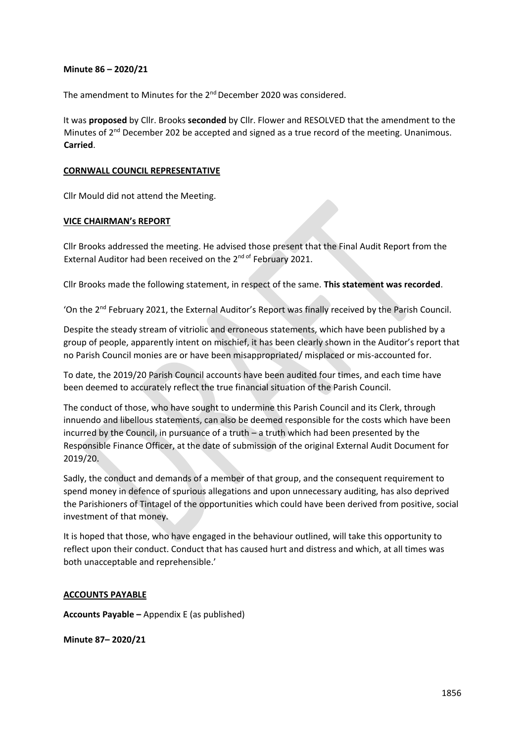**Minute 86 – 2020/21**

The amendment to Minutes for the 2nd December 2020 was considered.

It was **proposed** by Cllr. Brooks **seconded** by Cllr. Flower and RESOLVED that the amendment to the Minutes of 2nd December 202 be accepted and signed as a true record of the meeting. Unanimous. **Carried**.

**CORNWALL COUNCIL REPRESENTATIVE**

Cllr Mould did not attend the Meeting.

**VICE CHAIRMAN's REPORT**

Cllr Brooks addressed the meeting. He advised those present that the Final Audit Report from the External Auditor had been received on the 2nd of February 2021.

Cllr Brooks made the following statement, in respect of the same. **This statement was recorded**.

'On the 2nd February 2021, the External Auditor's Report was finally received by the Parish Council.

Despite the steady stream of vitriolic and erroneous statements, which have been published by a group of people, apparently intent on mischief, it has been clearly shown in the Auditor's report that no Parish Council monies are or have been misappropriated/ misplaced or mis-accounted for.

To date, the 2019/20 Parish Council accounts have been audited four times, and each time have been deemed to accurately reflect the true financial situation of the Parish Council.

The conduct of those, who have sought to undermine this Parish Council and its Clerk, through innuendo and libellous statements, can also be deemed responsible for the costs which have been incurred by the Council, in pursuance of a truth – a truth which had been presented by the Responsible Finance Officer, at the date of submission of the original External Audit Document for 2019/20.

Sadly, the conduct and demands of a member of that group, and the consequent requirement to spend money in defence of spurious allegations and upon unnecessary auditing, has also deprived the Parishioners of Tintagel of the opportunities which could have been derived from positive, social investment of that money.

It is hoped that those, who have engaged in the behaviour outlined, will take this opportunity to reflect upon their conduct. Conduct that has caused hurt and distress and which, at all times was both unacceptable and reprehensible.'

**ACCOUNTS PAYABLE**

**Accounts Payable –** Appendix E (as published)

**Minute 87– 2020/21**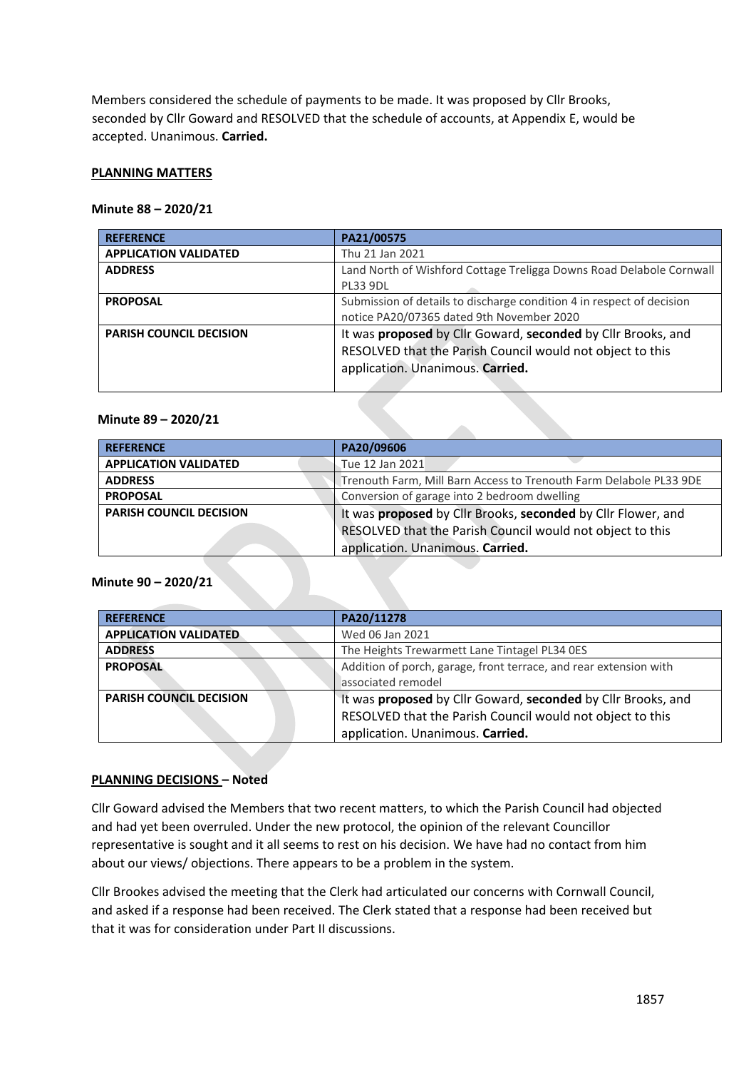Members considered the schedule of payments to be made. It was proposed by Cllr Brooks, seconded by Cllr Goward and RESOLVED that the schedule of accounts, at Appendix E, would be accepted. Unanimous. **Carried.**

## PLANNING MATTERS

### Minute 88 – 2020/21

| REFERENCE | PA21/00575 |
|---|---|
| APPLICATION VALIDATED | Thu 21 Jan 2021 |
| ADDRESS | Land North of Wishford Cottage Treligga Downs Road Delabole Cornwall PL33 9DL |
| PROPOSAL | Submission of details to discharge condition 4 in respect of decision notice PA20/07365 dated 9th November 2020 |
| PARISH COUNCIL DECISION | It was **proposed** by Cllr Goward, **seconded** by Cllr Brooks, and RESOLVED that the Parish Council would not object to this application. Unanimous. **Carried.** |

### Minute 89 – 2020/21

| REFERENCE | PA20/09606 |
|---|---|
| APPLICATION VALIDATED | Tue 12 Jan 2021 |
| ADDRESS | Trenouth Farm, Mill Barn Access to Trenouth Farm Delabole PL33 9DE |
| PROPOSAL | Conversion of garage into 2 bedroom dwelling |
| PARISH COUNCIL DECISION | It was **proposed** by Cllr Brooks, **seconded** by Cllr Flower, and RESOLVED that the Parish Council would not object to this application. Unanimous. **Carried.** |

### Minute 90 – 2020/21

| REFERENCE | PA20/11278 |
|---|---|
| APPLICATION VALIDATED | Wed 06 Jan 2021 |
| ADDRESS | The Heights Trewarmett Lane Tintagel PL34 0ES |
| PROPOSAL | Addition of porch, garage, front terrace, and rear extension with associated remodel |
| PARISH COUNCIL DECISION | It was **proposed** by Cllr Goward, **seconded** by Cllr Brooks, and RESOLVED that the Parish Council would not object to this application. Unanimous. **Carried.** |

## PLANNING DECISIONS – Noted

Cllr Goward advised the Members that two recent matters, to which the Parish Council had objected and had yet been overruled. Under the new protocol, the opinion of the relevant Councillor representative is sought and it all seems to rest on his decision. We have had no contact from him about our views/ objections. There appears to be a problem in the system.

Cllr Brookes advised the meeting that the Clerk had articulated our concerns with Cornwall Council, and asked if a response had been received. The Clerk stated that a response had been received but that it was for consideration under Part II discussions.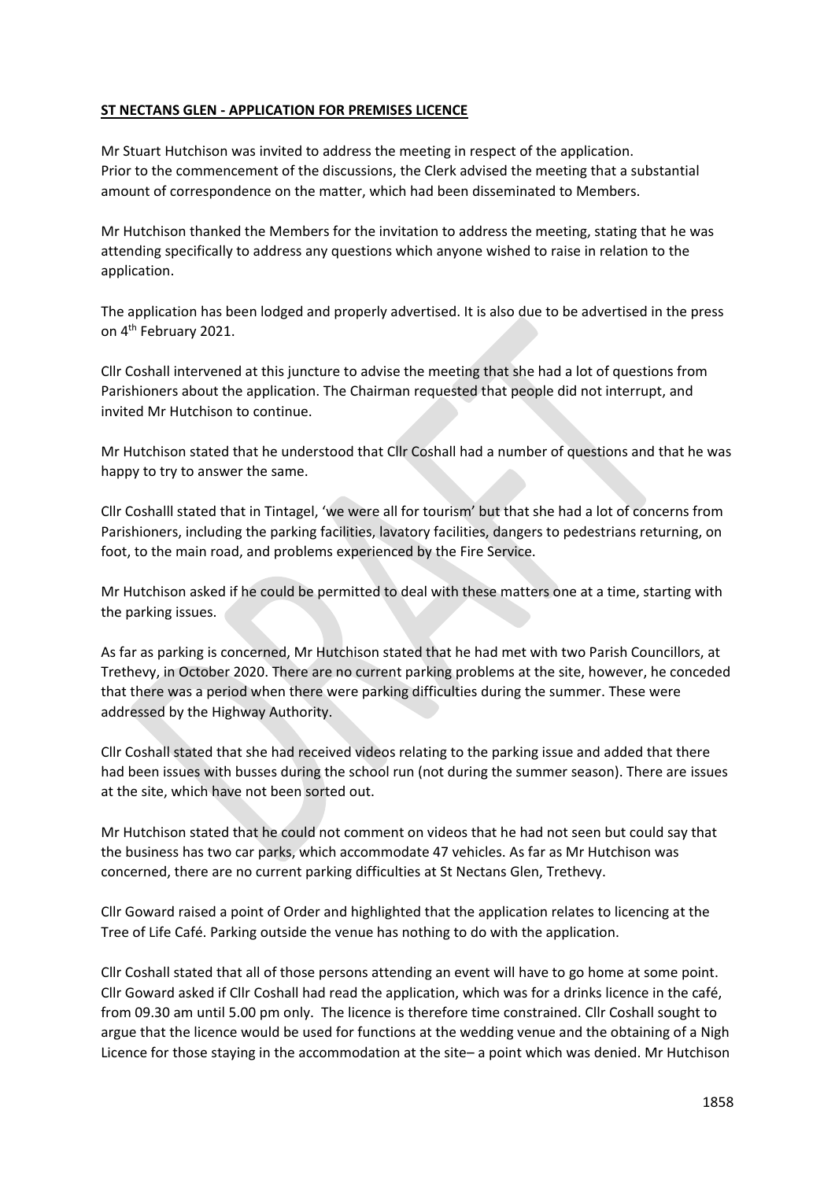**ST NECTANS GLEN - APPLICATION FOR PREMISES LICENCE**

Mr Stuart Hutchison was invited to address the meeting in respect of the application.
Prior to the commencement of the discussions, the Clerk advised the meeting that a substantial amount of correspondence on the matter, which had been disseminated to Members.

Mr Hutchison thanked the Members for the invitation to address the meeting, stating that he was attending specifically to address any questions which anyone wished to raise in relation to the application.

The application has been lodged and properly advertised. It is also due to be advertised in the press on 4th February 2021.

Cllr Coshall intervened at this juncture to advise the meeting that she had a lot of questions from Parishioners about the application. The Chairman requested that people did not interrupt, and invited Mr Hutchison to continue.

Mr Hutchison stated that he understood that Cllr Coshall had a number of questions and that he was happy to try to answer the same.

Cllr Coshalll stated that in Tintagel, 'we were all for tourism' but that she had a lot of concerns from Parishioners, including the parking facilities, lavatory facilities, dangers to pedestrians returning, on foot, to the main road, and problems experienced by the Fire Service.

Mr Hutchison asked if he could be permitted to deal with these matters one at a time, starting with the parking issues.

As far as parking is concerned, Mr Hutchison stated that he had met with two Parish Councillors, at Trethevy, in October 2020. There are no current parking problems at the site, however, he conceded that there was a period when there were parking difficulties during the summer. These were addressed by the Highway Authority.

Cllr Coshall stated that she had received videos relating to the parking issue and added that there had been issues with busses during the school run (not during the summer season). There are issues at the site, which have not been sorted out.

Mr Hutchison stated that he could not comment on videos that he had not seen but could say that the business has two car parks, which accommodate 47 vehicles. As far as Mr Hutchison was concerned, there are no current parking difficulties at St Nectans Glen, Trethevy.

Cllr Goward raised a point of Order and highlighted that the application relates to licencing at the Tree of Life Café. Parking outside the venue has nothing to do with the application.

Cllr Coshall stated that all of those persons attending an event will have to go home at some point. Cllr Goward asked if Cllr Coshall had read the application, which was for a drinks licence in the café, from 09.30 am until 5.00 pm only. The licence is therefore time constrained. Cllr Coshall sought to argue that the licence would be used for functions at the wedding venue and the obtaining of a Nigh Licence for those staying in the accommodation at the site– a point which was denied. Mr Hutchison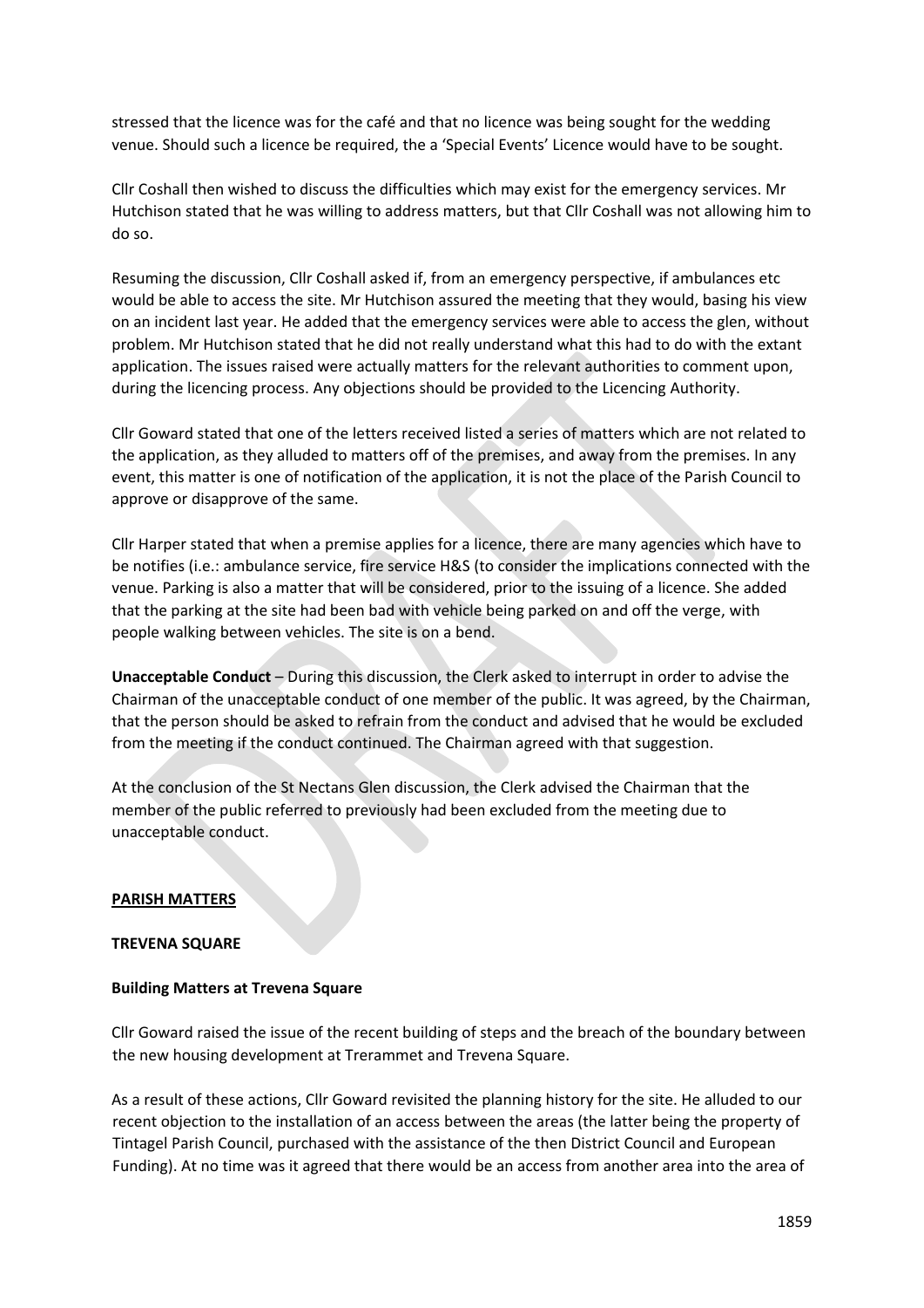stressed that the licence was for the café and that no licence was being sought for the wedding venue. Should such a licence be required, the a 'Special Events' Licence would have to be sought.

Cllr Coshall then wished to discuss the difficulties which may exist for the emergency services. Mr Hutchison stated that he was willing to address matters, but that Cllr Coshall was not allowing him to do so.

Resuming the discussion, Cllr Coshall asked if, from an emergency perspective, if ambulances etc would be able to access the site. Mr Hutchison assured the meeting that they would, basing his view on an incident last year. He added that the emergency services were able to access the glen, without problem. Mr Hutchison stated that he did not really understand what this had to do with the extant application. The issues raised were actually matters for the relevant authorities to comment upon, during the licencing process. Any objections should be provided to the Licencing Authority.

Cllr Goward stated that one of the letters received listed a series of matters which are not related to the application, as they alluded to matters off of the premises, and away from the premises. In any event, this matter is one of notification of the application, it is not the place of the Parish Council to approve or disapprove of the same.

Cllr Harper stated that when a premise applies for a licence, there are many agencies which have to be notifies (i.e.: ambulance service, fire service H&S (to consider the implications connected with the venue. Parking is also a matter that will be considered, prior to the issuing of a licence. She added that the parking at the site had been bad with vehicle being parked on and off the verge, with people walking between vehicles. The site is on a bend.

**Unacceptable Conduct** – During this discussion, the Clerk asked to interrupt in order to advise the Chairman of the unacceptable conduct of one member of the public. It was agreed, by the Chairman, that the person should be asked to refrain from the conduct and advised that he would be excluded from the meeting if the conduct continued. The Chairman agreed with that suggestion.

At the conclusion of the St Nectans Glen discussion, the Clerk advised the Chairman that the member of the public referred to previously had been excluded from the meeting due to unacceptable conduct.

## PARISH MATTERS

### TREVENA SQUARE

#### Building Matters at Trevena Square

Cllr Goward raised the issue of the recent building of steps and the breach of the boundary between the new housing development at Trerammet and Trevena Square.

As a result of these actions, Cllr Goward revisited the planning history for the site. He alluded to our recent objection to the installation of an access between the areas (the latter being the property of Tintagel Parish Council, purchased with the assistance of the then District Council and European Funding). At no time was it agreed that there would be an access from another area into the area of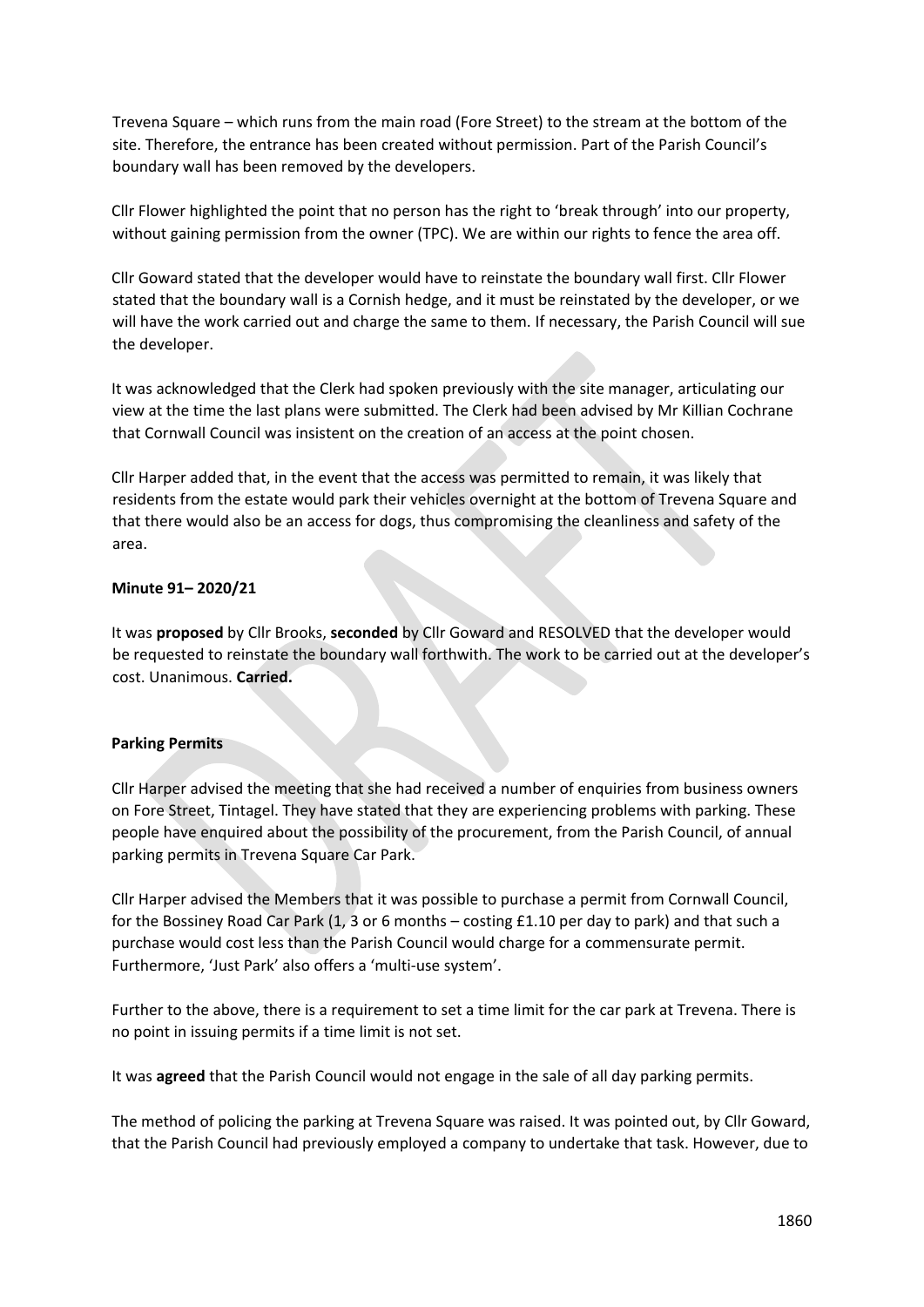Trevena Square – which runs from the main road (Fore Street) to the stream at the bottom of the site. Therefore, the entrance has been created without permission. Part of the Parish Council's boundary wall has been removed by the developers.

Cllr Flower highlighted the point that no person has the right to 'break through' into our property, without gaining permission from the owner (TPC). We are within our rights to fence the area off.

Cllr Goward stated that the developer would have to reinstate the boundary wall first. Cllr Flower stated that the boundary wall is a Cornish hedge, and it must be reinstated by the developer, or we will have the work carried out and charge the same to them. If necessary, the Parish Council will sue the developer.

It was acknowledged that the Clerk had spoken previously with the site manager, articulating our view at the time the last plans were submitted. The Clerk had been advised by Mr Killian Cochrane that Cornwall Council was insistent on the creation of an access at the point chosen.

Cllr Harper added that, in the event that the access was permitted to remain, it was likely that residents from the estate would park their vehicles overnight at the bottom of Trevena Square and that there would also be an access for dogs, thus compromising the cleanliness and safety of the area.

**Minute 91– 2020/21**

It was **proposed** by Cllr Brooks, **seconded** by Cllr Goward and RESOLVED that the developer would be requested to reinstate the boundary wall forthwith. The work to be carried out at the developer's cost. Unanimous. **Carried.**

**Parking Permits**

Cllr Harper advised the meeting that she had received a number of enquiries from business owners on Fore Street, Tintagel. They have stated that they are experiencing problems with parking. These people have enquired about the possibility of the procurement, from the Parish Council, of annual parking permits in Trevena Square Car Park.

Cllr Harper advised the Members that it was possible to purchase a permit from Cornwall Council, for the Bossiney Road Car Park (1, 3 or 6 months – costing £1.10 per day to park) and that such a purchase would cost less than the Parish Council would charge for a commensurate permit. Furthermore, 'Just Park' also offers a 'multi-use system'.

Further to the above, there is a requirement to set a time limit for the car park at Trevena. There is no point in issuing permits if a time limit is not set.

It was **agreed** that the Parish Council would not engage in the sale of all day parking permits.

The method of policing the parking at Trevena Square was raised. It was pointed out, by Cllr Goward, that the Parish Council had previously employed a company to undertake that task. However, due to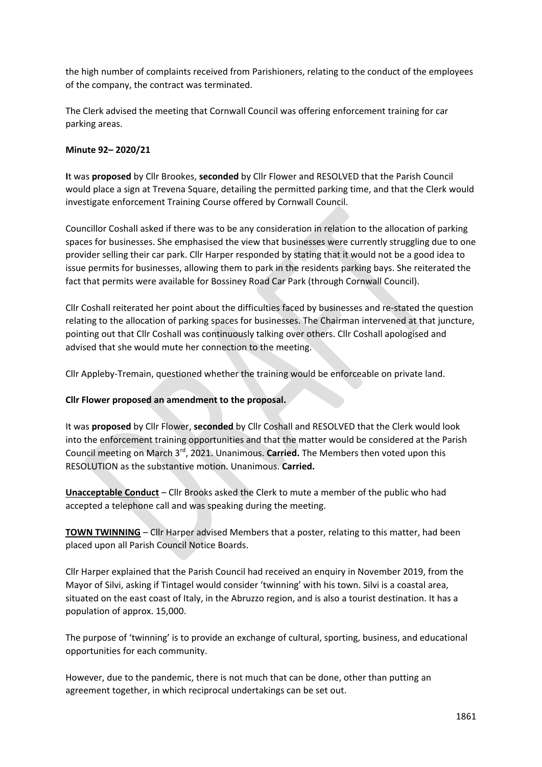the high number of complaints received from Parishioners, relating to the conduct of the employees of the company, the contract was terminated.

The Clerk advised the meeting that Cornwall Council was offering enforcement training for car parking areas.

**Minute 92– 2020/21**

**I**t was **proposed** by Cllr Brookes, **seconded** by Cllr Flower and RESOLVED that the Parish Council would place a sign at Trevena Square, detailing the permitted parking time, and that the Clerk would investigate enforcement Training Course offered by Cornwall Council.

Councillor Coshall asked if there was to be any consideration in relation to the allocation of parking spaces for businesses. She emphasised the view that businesses were currently struggling due to one provider selling their car park. Cllr Harper responded by stating that it would not be a good idea to issue permits for businesses, allowing them to park in the residents parking bays. She reiterated the fact that permits were available for Bossiney Road Car Park (through Cornwall Council).

Cllr Coshall reiterated her point about the difficulties faced by businesses and re-stated the question relating to the allocation of parking spaces for businesses. The Chairman intervened at that juncture, pointing out that Cllr Coshall was continuously talking over others. Cllr Coshall apologised and advised that she would mute her connection to the meeting.

Cllr Appleby-Tremain, questioned whether the training would be enforceable on private land.

**Cllr Flower proposed an amendment to the proposal.**

It was **proposed** by Cllr Flower, **seconded** by Cllr Coshall and RESOLVED that the Clerk would look into the enforcement training opportunities and that the matter would be considered at the Parish Council meeting on March 3rd, 2021. Unanimous. **Carried.** The Members then voted upon this RESOLUTION as the substantive motion. Unanimous. **Carried.**

**Unacceptable Conduct** – Cllr Brooks asked the Clerk to mute a member of the public who had accepted a telephone call and was speaking during the meeting.

**TOWN TWINNING** – Cllr Harper advised Members that a poster, relating to this matter, had been placed upon all Parish Council Notice Boards.

Cllr Harper explained that the Parish Council had received an enquiry in November 2019, from the Mayor of Silvi, asking if Tintagel would consider 'twinning' with his town. Silvi is a coastal area, situated on the east coast of Italy, in the Abruzzo region, and is also a tourist destination. It has a population of approx. 15,000.

The purpose of 'twinning' is to provide an exchange of cultural, sporting, business, and educational opportunities for each community.

However, due to the pandemic, there is not much that can be done, other than putting an agreement together, in which reciprocal undertakings can be set out.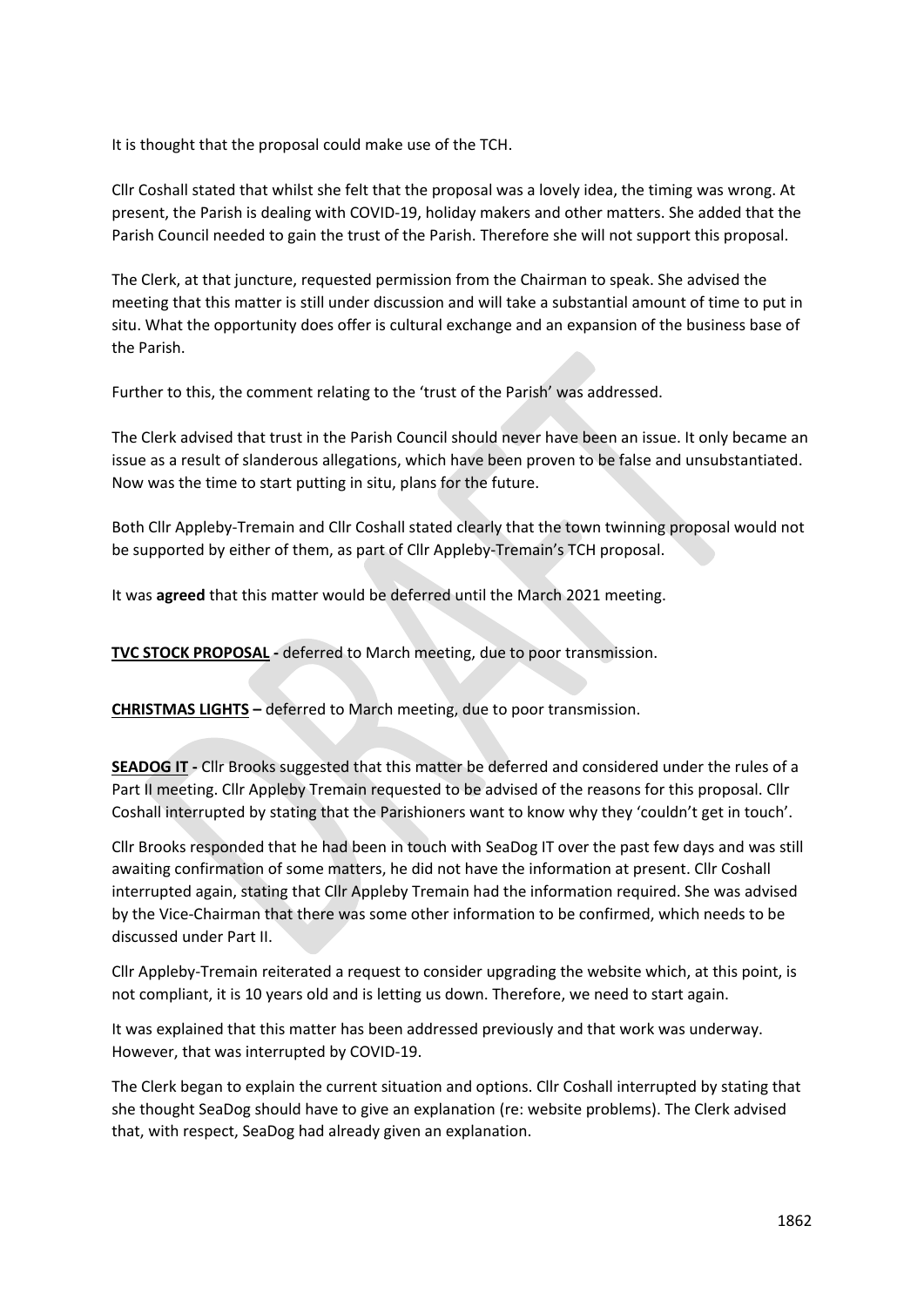It is thought that the proposal could make use of the TCH.

Cllr Coshall stated that whilst she felt that the proposal was a lovely idea, the timing was wrong. At present, the Parish is dealing with COVID-19, holiday makers and other matters. She added that the Parish Council needed to gain the trust of the Parish. Therefore she will not support this proposal.

The Clerk, at that juncture, requested permission from the Chairman to speak. She advised the meeting that this matter is still under discussion and will take a substantial amount of time to put in situ. What the opportunity does offer is cultural exchange and an expansion of the business base of the Parish.

Further to this, the comment relating to the 'trust of the Parish' was addressed.

The Clerk advised that trust in the Parish Council should never have been an issue. It only became an issue as a result of slanderous allegations, which have been proven to be false and unsubstantiated. Now was the time to start putting in situ, plans for the future.

Both Cllr Appleby-Tremain and Cllr Coshall stated clearly that the town twinning proposal would not be supported by either of them, as part of Cllr Appleby-Tremain's TCH proposal.

It was **agreed** that this matter would be deferred until the March 2021 meeting.

**TVC STOCK PROPOSAL -** deferred to March meeting, due to poor transmission.

**CHRISTMAS LIGHTS –** deferred to March meeting, due to poor transmission.

**SEADOG IT -** Cllr Brooks suggested that this matter be deferred and considered under the rules of a Part II meeting. Cllr Appleby Tremain requested to be advised of the reasons for this proposal. Cllr Coshall interrupted by stating that the Parishioners want to know why they 'couldn't get in touch'.

Cllr Brooks responded that he had been in touch with SeaDog IT over the past few days and was still awaiting confirmation of some matters, he did not have the information at present. Cllr Coshall interrupted again, stating that Cllr Appleby Tremain had the information required. She was advised by the Vice-Chairman that there was some other information to be confirmed, which needs to be discussed under Part II.

Cllr Appleby-Tremain reiterated a request to consider upgrading the website which, at this point, is not compliant, it is 10 years old and is letting us down. Therefore, we need to start again.

It was explained that this matter has been addressed previously and that work was underway. However, that was interrupted by COVID-19.

The Clerk began to explain the current situation and options. Cllr Coshall interrupted by stating that she thought SeaDog should have to give an explanation (re: website problems). The Clerk advised that, with respect, SeaDog had already given an explanation.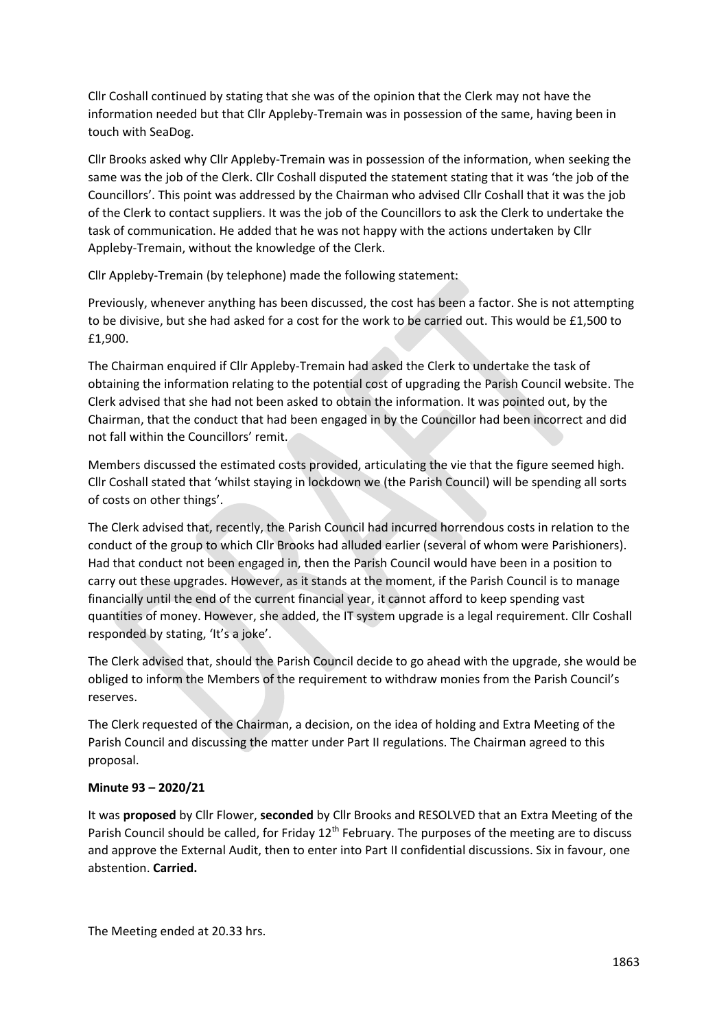Cllr Coshall continued by stating that she was of the opinion that the Clerk may not have the information needed but that Cllr Appleby-Tremain was in possession of the same, having been in touch with SeaDog.

Cllr Brooks asked why Cllr Appleby-Tremain was in possession of the information, when seeking the same was the job of the Clerk. Cllr Coshall disputed the statement stating that it was 'the job of the Councillors'. This point was addressed by the Chairman who advised Cllr Coshall that it was the job of the Clerk to contact suppliers. It was the job of the Councillors to ask the Clerk to undertake the task of communication. He added that he was not happy with the actions undertaken by Cllr Appleby-Tremain, without the knowledge of the Clerk.

Cllr Appleby-Tremain (by telephone) made the following statement:

Previously, whenever anything has been discussed, the cost has been a factor. She is not attempting to be divisive, but she had asked for a cost for the work to be carried out. This would be £1,500 to £1,900.

The Chairman enquired if Cllr Appleby-Tremain had asked the Clerk to undertake the task of obtaining the information relating to the potential cost of upgrading the Parish Council website. The Clerk advised that she had not been asked to obtain the information. It was pointed out, by the Chairman, that the conduct that had been engaged in by the Councillor had been incorrect and did not fall within the Councillors' remit.

Members discussed the estimated costs provided, articulating the vie that the figure seemed high. Cllr Coshall stated that 'whilst staying in lockdown we (the Parish Council) will be spending all sorts of costs on other things'.

The Clerk advised that, recently, the Parish Council had incurred horrendous costs in relation to the conduct of the group to which Cllr Brooks had alluded earlier (several of whom were Parishioners). Had that conduct not been engaged in, then the Parish Council would have been in a position to carry out these upgrades. However, as it stands at the moment, if the Parish Council is to manage financially until the end of the current financial year, it cannot afford to keep spending vast quantities of money. However, she added, the IT system upgrade is a legal requirement. Cllr Coshall responded by stating, 'It's a joke'.

The Clerk advised that, should the Parish Council decide to go ahead with the upgrade, she would be obliged to inform the Members of the requirement to withdraw monies from the Parish Council's reserves.

The Clerk requested of the Chairman, a decision, on the idea of holding and Extra Meeting of the Parish Council and discussing the matter under Part II regulations. The Chairman agreed to this proposal.

**Minute 93 – 2020/21**

It was **proposed** by Cllr Flower, **seconded** by Cllr Brooks and RESOLVED that an Extra Meeting of the Parish Council should be called, for Friday 12th February. The purposes of the meeting are to discuss and approve the External Audit, then to enter into Part II confidential discussions. Six in favour, one abstention. **Carried.**

The Meeting ended at 20.33 hrs.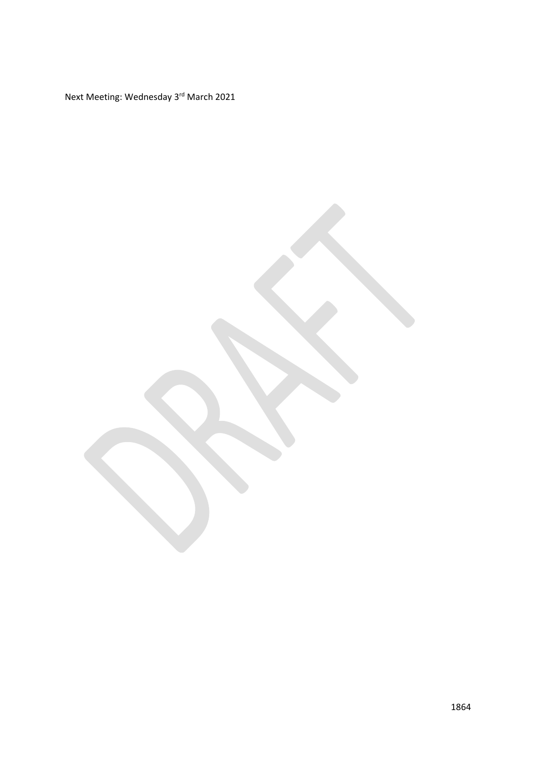Next Meeting: Wednesday 3rd March 2021